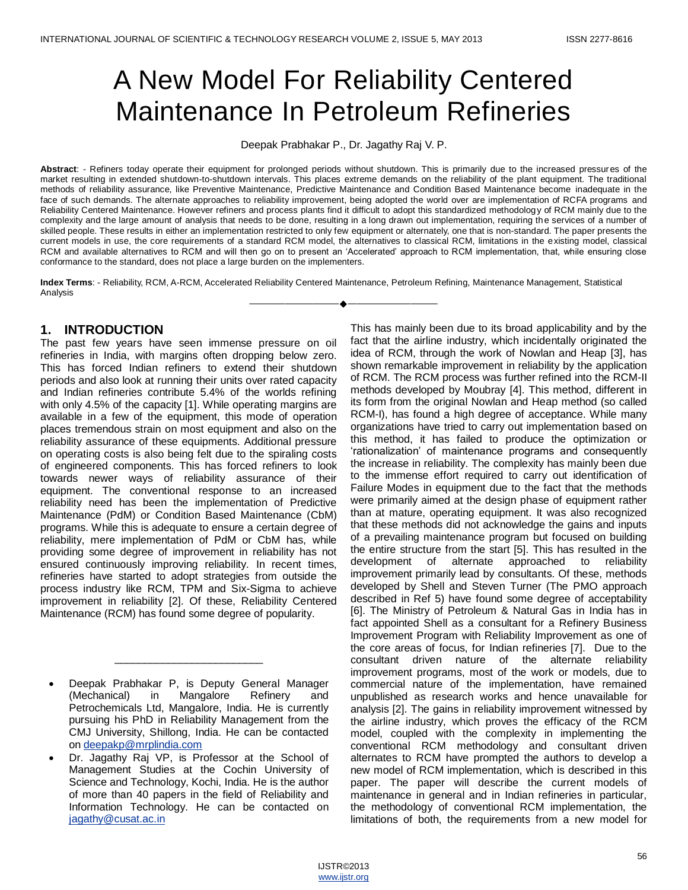# A New Model For Reliability Centered Maintenance In Petroleum Refineries

Deepak Prabhakar P., Dr. Jagathy Raj V. P.

**Abstract**: - Refiners today operate their equipment for prolonged periods without shutdown. This is primarily due to the increased pressures of the market resulting in extended shutdown-to-shutdown intervals. This places extreme demands on the reliability of the plant equipment. The traditional methods of reliability assurance, like Preventive Maintenance, Predictive Maintenance and Condition Based Maintenance become inadequate in the face of such demands. The alternate approaches to reliability improvement, being adopted the world over are implementation of RCFA programs and Reliability Centered Maintenance. However refiners and process plants find it difficult to adopt this standardized methodology of RCM mainly due to the complexity and the large amount of analysis that needs to be done, resulting in a long drawn out implementation, requiring the services of a number of skilled people. These results in either an implementation restricted to only few equipment or alternately, one that is non-standard. The paper presents the current models in use, the core requirements of a standard RCM model, the alternatives to classical RCM, limitations in the existing model, classical RCM and available alternatives to RCM and will then go on to present an 'Accelerated' approach to RCM implementation, that, while ensuring close conformance to the standard, does not place a large burden on the implementers.

**Index Terms**: - Reliability, RCM, A-RCM, Accelerated Reliability Centered Maintenance, Petroleum Refining, Maintenance Management, Statistical Analysis

---

## 1. INTRODUCTION

The past few years have seen immense pressure on oil refineries in India, with margins often dropping below zero. This has forced Indian refiners to extend their shutdown periods and also look at running their units over rated capacity and Indian refineries contribute 5.4% of the worlds refining with only 4.5% of the capacity [1]. While operating margins are available in a few of the equipment, this mode of operation places tremendous strain on most equipment and also on the reliability assurance of these equipments. Additional pressure on operating costs is also being felt due to the spiraling costs of engineered components. This has forced refiners to look towards newer ways of reliability assurance of their equipment. The conventional response to an increased reliability need has been the implementation of Predictive Maintenance (PdM) or Condition Based Maintenance (CbM) programs. While this is adequate to ensure a certain degree of reliability, mere implementation of PdM or CbM has, while providing some degree of improvement in reliability has not ensured continuously improving reliability. In recent times, refineries have started to adopt strategies from outside the process industry like RCM, TPM and Six-Sigma to achieve improvement in reliability [2]. Of these, Reliability Centered Maintenance (RCM) has found some degree of popularity.

- Deepak Prabhakar P, is Deputy General Manager (Mechanical) in Mangalore Refinery and Petrochemicals Ltd, Mangalore, India. He is currently pursuing his PhD in Reliability Management from the CMJ University, Shillong, India. He can be contacted on deepakp@mrplindia.com
- Dr. Jagathy Raj VP, is Professor at the School of Management Studies at the Cochin University of Science and Technology, Kochi, India. He is the author of more than 40 papers in the field of Reliability and Information Technology. He can be contacted on jagathy@cusat.ac.in

This has mainly been due to its broad applicability and by the fact that the airline industry, which incidentally originated the idea of RCM, through the work of Nowlan and Heap [3], has shown remarkable improvement in reliability by the application of RCM. The RCM process was further refined into the RCM-II methods developed by Moubray [4]. This method, different in its form from the original Nowlan and Heap method (so called RCM-I), has found a high degree of acceptance. While many organizations have tried to carry out implementation based on this method, it has failed to produce the optimization or 'rationalization' of maintenance programs and consequently the increase in reliability. The complexity has mainly been due to the immense effort required to carry out identification of Failure Modes in equipment due to the fact that the methods were primarily aimed at the design phase of equipment rather than at mature, operating equipment. It was also recognized that these methods did not acknowledge the gains and inputs of a prevailing maintenance program but focused on building the entire structure from the start [5]. This has resulted in the development of alternate approached to reliability improvement primarily lead by consultants. Of these, methods developed by Shell and Steven Turner (The PMO approach described in Ref 5) have found some degree of acceptability [6]. The Ministry of Petroleum & Natural Gas in India has in fact appointed Shell as a consultant for a Refinery Business Improvement Program with Reliability Improvement as one of the core areas of focus, for Indian refineries [7]. Due to the consultant driven nature of the alternate reliability improvement programs, most of the work or models, due to commercial nature of the implementation, have remained unpublished as research works and hence unavailable for analysis [2]. The gains in reliability improvement witnessed by the airline industry, which proves the efficacy of the RCM model, coupled with the complexity in implementing the conventional RCM methodology and consultant driven alternates to RCM have prompted the authors to develop a new model of RCM implementation, which is described in this paper. The paper will describe the current models of maintenance in general and in Indian refineries in particular, the methodology of conventional RCM implementation, the limitations of both, the requirements from a new model for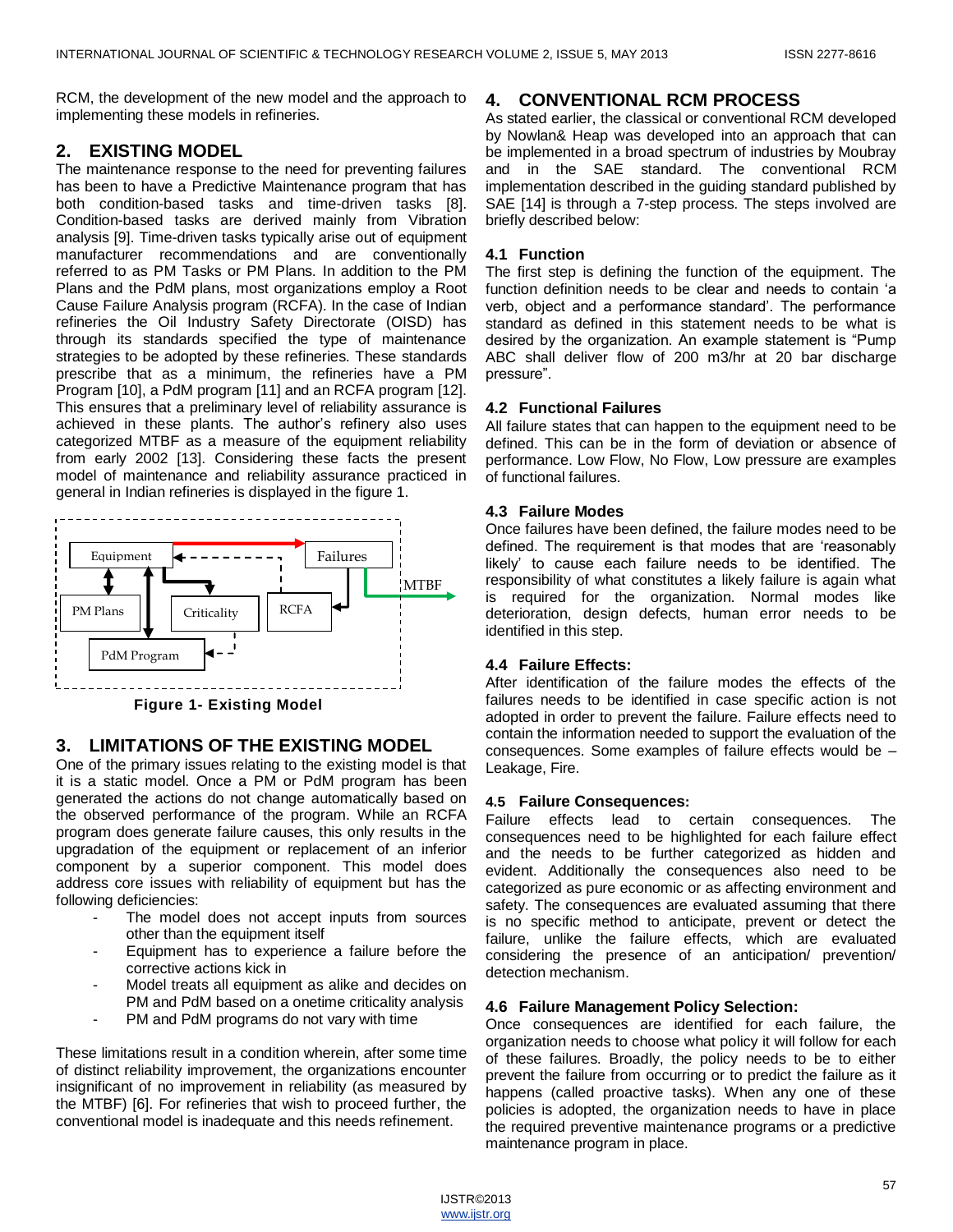RCM, the development of the new model and the approach to implementing these models in refineries.

## 2. EXISTING MODEL

The maintenance response to the need for preventing failures has been to have a Predictive Maintenance program that has both condition-based tasks and time-driven tasks [8]. Condition-based tasks are derived mainly from Vibration analysis [9]. Time-driven tasks typically arise out of equipment manufacturer recommendations and are conventionally referred to as PM Tasks or PM Plans. In addition to the PM Plans and the PdM plans, most organizations employ a Root Cause Failure Analysis program (RCFA). In the case of Indian refineries the Oil Industry Safety Directorate (OISD) has through its standards specified the type of maintenance strategies to be adopted by these refineries. These standards prescribe that as a minimum, the refineries have a PM Program [10], a PdM program [11] and an RCFA program [12]. This ensures that a preliminary level of reliability assurance is achieved in these plants. The author's refinery also uses categorized MTBF as a measure of the equipment reliability from early 2002 [13]. Considering these facts the present model of maintenance and reliability assurance practiced in general in Indian refineries is displayed in the figure 1.

Equipment, Failures, MTBF, PM Plans, Criticality, RCFA, PdM Program

**Figure 1- Existing Model**

## 3. LIMITATIONS OF THE EXISTING MODEL

One of the primary issues relating to the existing model is that it is a static model. Once a PM or PdM program has been generated the actions do not change automatically based on the observed performance of the program. While an RCFA program does generate failure causes, this only results in the upgradation of the equipment or replacement of an inferior component by a superior component. This model does address core issues with reliability of equipment but has the following deficiencies:

- The model does not accept inputs from sources other than the equipment itself
- Equipment has to experience a failure before the corrective actions kick in
- Model treats all equipment as alike and decides on PM and PdM based on a onetime criticality analysis
- PM and PdM programs do not vary with time

These limitations result in a condition wherein, after some time of distinct reliability improvement, the organizations encounter insignificant of no improvement in reliability (as measured by the MTBF) [6]. For refineries that wish to proceed further, the conventional model is inadequate and this needs refinement.

## 4. CONVENTIONAL RCM PROCESS

As stated earlier, the classical or conventional RCM developed by Nowlan& Heap was developed into an approach that can be implemented in a broad spectrum of industries by Moubray and in the SAE standard. The conventional RCM implementation described in the guiding standard published by SAE [14] is through a 7-step process. The steps involved are briefly described below:

### 4.1 Function

The first step is defining the function of the equipment. The function definition needs to be clear and needs to contain 'a verb, object and a performance standard'. The performance standard as defined in this statement needs to be what is desired by the organization. An example statement is "Pump ABC shall deliver flow of 200 m3/hr at 20 bar discharge pressure".

### 4.2 Functional Failures

All failure states that can happen to the equipment need to be defined. This can be in the form of deviation or absence of performance. Low Flow, No Flow, Low pressure are examples of functional failures.

### 4.3 Failure Modes

Once failures have been defined, the failure modes need to be defined. The requirement is that modes that are 'reasonably likely' to cause each failure needs to be identified. The responsibility of what constitutes a likely failure is again what is required for the organization. Normal modes like deterioration, design defects, human error needs to be identified in this step.

### 4.4 Failure Effects:

After identification of the failure modes the effects of the failures needs to be identified in case specific action is not adopted in order to prevent the failure. Failure effects need to contain the information needed to support the evaluation of the consequences. Some examples of failure effects would be – Leakage, Fire.

### 4.5 Failure Consequences:

Failure effects lead to certain consequences. The consequences need to be highlighted for each failure effect and the needs to be further categorized as hidden and evident. Additionally the consequences also need to be categorized as pure economic or as affecting environment and safety. The consequences are evaluated assuming that there is no specific method to anticipate, prevent or detect the failure, unlike the failure effects, which are evaluated considering the presence of an anticipation/ prevention/ detection mechanism.

### 4.6 Failure Management Policy Selection:

Once consequences are identified for each failure, the organization needs to choose what policy it will follow for each of these failures. Broadly, the policy needs to be to either prevent the failure from occurring or to predict the failure as it happens (called proactive tasks). When any one of these policies is adopted, the organization needs to have in place the required preventive maintenance programs or a predictive maintenance program in place.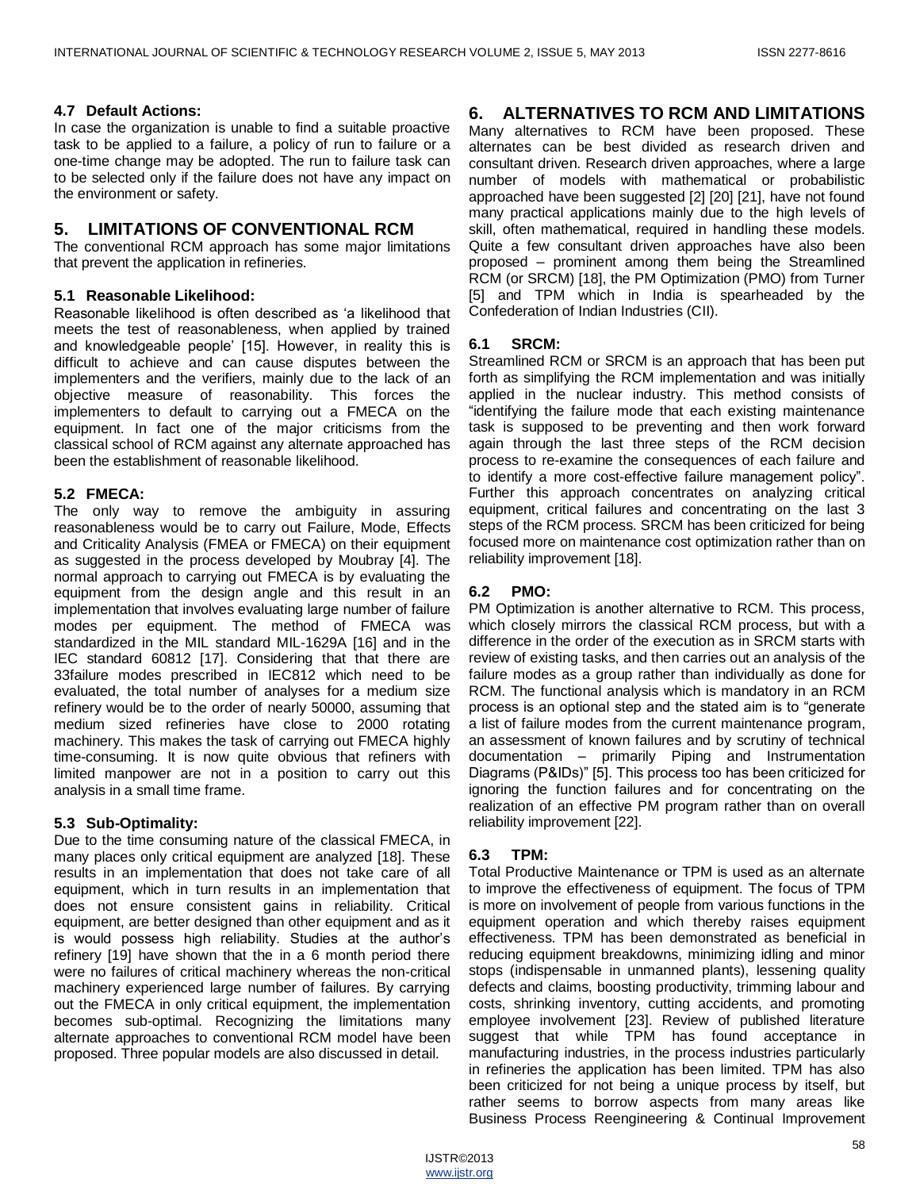### 4.7 Default Actions:

In case the organization is unable to find a suitable proactive task to be applied to a failure, a policy of run to failure or a one-time change may be adopted. The run to failure task can to be selected only if the failure does not have any impact on the environment or safety.

## 5. LIMITATIONS OF CONVENTIONAL RCM

The conventional RCM approach has some major limitations that prevent the application in refineries.

### 5.1 Reasonable Likelihood:

Reasonable likelihood is often described as 'a likelihood that meets the test of reasonableness, when applied by trained and knowledgeable people' [15]. However, in reality this is difficult to achieve and can cause disputes between the implementers and the verifiers, mainly due to the lack of an objective measure of reasonability. This forces the implementers to default to carrying out a FMECA on the equipment. In fact one of the major criticisms from the classical school of RCM against any alternate approached has been the establishment of reasonable likelihood.

### 5.2 FMECA:

The only way to remove the ambiguity in assuring reasonableness would be to carry out Failure, Mode, Effects and Criticality Analysis (FMEA or FMECA) on their equipment as suggested in the process developed by Moubray [4]. The normal approach to carrying out FMECA is by evaluating the equipment from the design angle and this result in an implementation that involves evaluating large number of failure modes per equipment. The method of FMECA was standardized in the MIL standard MIL-1629A [16] and in the IEC standard 60812 [17]. Considering that that there are 33failure modes prescribed in IEC812 which need to be evaluated, the total number of analyses for a medium size refinery would be to the order of nearly 50000, assuming that medium sized refineries have close to 2000 rotating machinery. This makes the task of carrying out FMECA highly time-consuming. It is now quite obvious that refiners with limited manpower are not in a position to carry out this analysis in a small time frame.

### 5.3 Sub-Optimality:

Due to the time consuming nature of the classical FMECA, in many places only critical equipment are analyzed [18]. These results in an implementation that does not take care of all equipment, which in turn results in an implementation that does not ensure consistent gains in reliability. Critical equipment, are better designed than other equipment and as it is would possess high reliability. Studies at the author's refinery [19] have shown that the in a 6 month period there were no failures of critical machinery whereas the non-critical machinery experienced large number of failures. By carrying out the FMECA in only critical equipment, the implementation becomes sub-optimal. Recognizing the limitations many alternate approaches to conventional RCM model have been proposed. Three popular models are also discussed in detail.

## 6. ALTERNATIVES TO RCM AND LIMITATIONS

Many alternatives to RCM have been proposed. These alternates can be best divided as research driven and consultant driven. Research driven approaches, where a large number of models with mathematical or probabilistic approached have been suggested [2] [20] [21], have not found many practical applications mainly due to the high levels of skill, often mathematical, required in handling these models. Quite a few consultant driven approaches have also been proposed – prominent among them being the Streamlined RCM (or SRCM) [18], the PM Optimization (PMO) from Turner [5] and TPM which in India is spearheaded by the Confederation of Indian Industries (CII).

### 6.1 SRCM:

Streamlined RCM or SRCM is an approach that has been put forth as simplifying the RCM implementation and was initially applied in the nuclear industry. This method consists of "identifying the failure mode that each existing maintenance task is supposed to be preventing and then work forward again through the last three steps of the RCM decision process to re-examine the consequences of each failure and to identify a more cost-effective failure management policy". Further this approach concentrates on analyzing critical equipment, critical failures and concentrating on the last 3 steps of the RCM process. SRCM has been criticized for being focused more on maintenance cost optimization rather than on reliability improvement [18].

### 6.2 PMO:

PM Optimization is another alternative to RCM. This process, which closely mirrors the classical RCM process, but with a difference in the order of the execution as in SRCM starts with review of existing tasks, and then carries out an analysis of the failure modes as a group rather than individually as done for RCM. The functional analysis which is mandatory in an RCM process is an optional step and the stated aim is to "generate a list of failure modes from the current maintenance program, an assessment of known failures and by scrutiny of technical documentation – primarily Piping and Instrumentation Diagrams (P&IDs)" [5]. This process too has been criticized for ignoring the function failures and for concentrating on the realization of an effective PM program rather than on overall reliability improvement [22].

### 6.3 TPM:

Total Productive Maintenance or TPM is used as an alternate to improve the effectiveness of equipment. The focus of TPM is more on involvement of people from various functions in the equipment operation and which thereby raises equipment effectiveness. TPM has been demonstrated as beneficial in reducing equipment breakdowns, minimizing idling and minor stops (indispensable in unmanned plants), lessening quality defects and claims, boosting productivity, trimming labour and costs, shrinking inventory, cutting accidents, and promoting employee involvement [23]. Review of published literature suggest that while TPM has found acceptance in manufacturing industries, in the process industries particularly in refineries the application has been limited. TPM has also been criticized for not being a unique process by itself, but rather seems to borrow aspects from many areas like Business Process Reengineering & Continual Improvement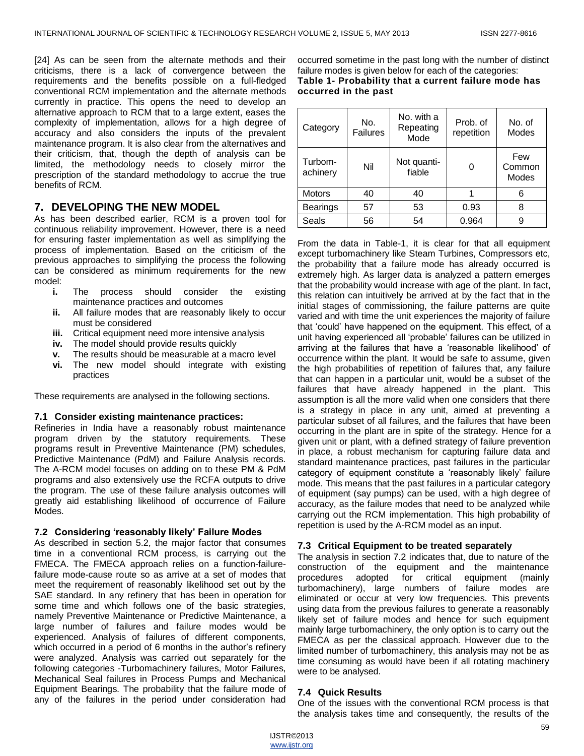[24] As can be seen from the alternate methods and their criticisms, there is a lack of convergence between the requirements and the benefits possible on a full-fledged conventional RCM implementation and the alternate methods currently in practice. This opens the need to develop an alternative approach to RCM that to a large extent, eases the complexity of implementation, allows for a high degree of accuracy and also considers the inputs of the prevalent maintenance program. It is also clear from the alternatives and their criticism, that, though the depth of analysis can be limited, the methodology needs to closely mirror the prescription of the standard methodology to accrue the true benefits of RCM.

## 7. DEVELOPING THE NEW MODEL

As has been described earlier, RCM is a proven tool for continuous reliability improvement. However, there is a need for ensuring faster implementation as well as simplifying the process of implementation. Based on the criticism of the previous approaches to simplifying the process the following can be considered as minimum requirements for the new model:

- **i.** The process should consider the existing maintenance practices and outcomes
- **ii.** All failure modes that are reasonably likely to occur must be considered
- **iii.** Critical equipment need more intensive analysis
- **iv.** The model should provide results quickly
- **v.** The results should be measurable at a macro level
- **vi.** The new model should integrate with existing practices

These requirements are analysed in the following sections.

### 7.1 Consider existing maintenance practices:

Refineries in India have a reasonably robust maintenance program driven by the statutory requirements. These programs result in Preventive Maintenance (PM) schedules, Predictive Maintenance (PdM) and Failure Analysis records. The A-RCM model focuses on adding on to these PM & PdM programs and also extensively use the RCFA outputs to drive the program. The use of these failure analysis outcomes will greatly aid establishing likelihood of occurrence of Failure Modes.

### 7.2 Considering 'reasonably likely' Failure Modes

As described in section 5.2, the major factor that consumes time in a conventional RCM process, is carrying out the FMECA. The FMECA approach relies on a function-failure-failure mode-cause route so as arrive at a set of modes that meet the requirement of reasonably likelihood set out by the SAE standard. In any refinery that has been in operation for some time and which follows one of the basic strategies, namely Preventive Maintenance or Predictive Maintenance, a large number of failures and failure modes would be experienced. Analysis of failures of different components, which occurred in a period of 6 months in the author's refinery were analyzed. Analysis was carried out separately for the following categories -Turbomachinery failures, Motor Failures, Mechanical Seal failures in Process Pumps and Mechanical Equipment Bearings. The probability that the failure mode of any of the failures in the period under consideration had occurred sometime in the past long with the number of distinct failure modes is given below for each of the categories:

**Table 1- Probability that a current failure mode has occurred in the past**

| Category | No. Failures | No. with a Repeating Mode | Prob. of repetition | No. of Modes |
|---|---|---|---|---|
| Turbom-achinery | Nil | Not quanti-fiable | 0 | Few Common Modes |
| Motors | 40 | 40 | 1 | 6 |
| Bearings | 57 | 53 | 0.93 | 8 |
| Seals | 56 | 54 | 0.964 | 9 |

From the data in Table-1, it is clear for that all equipment except turbomachinery like Steam Turbines, Compressors etc, the probability that a failure mode has already occurred is extremely high. As larger data is analyzed a pattern emerges that the probability would increase with age of the plant. In fact, this relation can intuitively be arrived at by the fact that in the initial stages of commissioning, the failure patterns are quite varied and with time the unit experiences the majority of failure that 'could' have happened on the equipment. This effect, of a unit having experienced all 'probable' failures can be utilized in arriving at the failures that have a 'reasonable likelihood' of occurrence within the plant. It would be safe to assume, given the high probabilities of repetition of failures that, any failure that can happen in a particular unit, would be a subset of the failures that have already happened in the plant. This assumption is all the more valid when one considers that there is a strategy in place in any unit, aimed at preventing a particular subset of all failures, and the failures that have been occurring in the plant are in spite of the strategy. Hence for a given unit or plant, with a defined strategy of failure prevention in place, a robust mechanism for capturing failure data and standard maintenance practices, past failures in the particular category of equipment constitute a 'reasonably likely' failure mode. This means that the past failures in a particular category of equipment (say pumps) can be used, with a high degree of accuracy, as the failure modes that need to be analyzed while carrying out the RCM implementation. This high probability of repetition is used by the A-RCM model as an input.

### 7.3 Critical Equipment to be treated separately

The analysis in section 7.2 indicates that, due to nature of the construction of the equipment and the maintenance procedures adopted for critical equipment (mainly turbomachinery), large numbers of failure modes are eliminated or occur at very low frequencies. This prevents using data from the previous failures to generate a reasonably likely set of failure modes and hence for such equipment mainly large turbomachinery, the only option is to carry out the FMECA as per the classical approach. However due to the limited number of turbomachinery, this analysis may not be as time consuming as would have been if all rotating machinery were to be analysed.

### 7.4 Quick Results

One of the issues with the conventional RCM process is that the analysis takes time and consequently, the results of the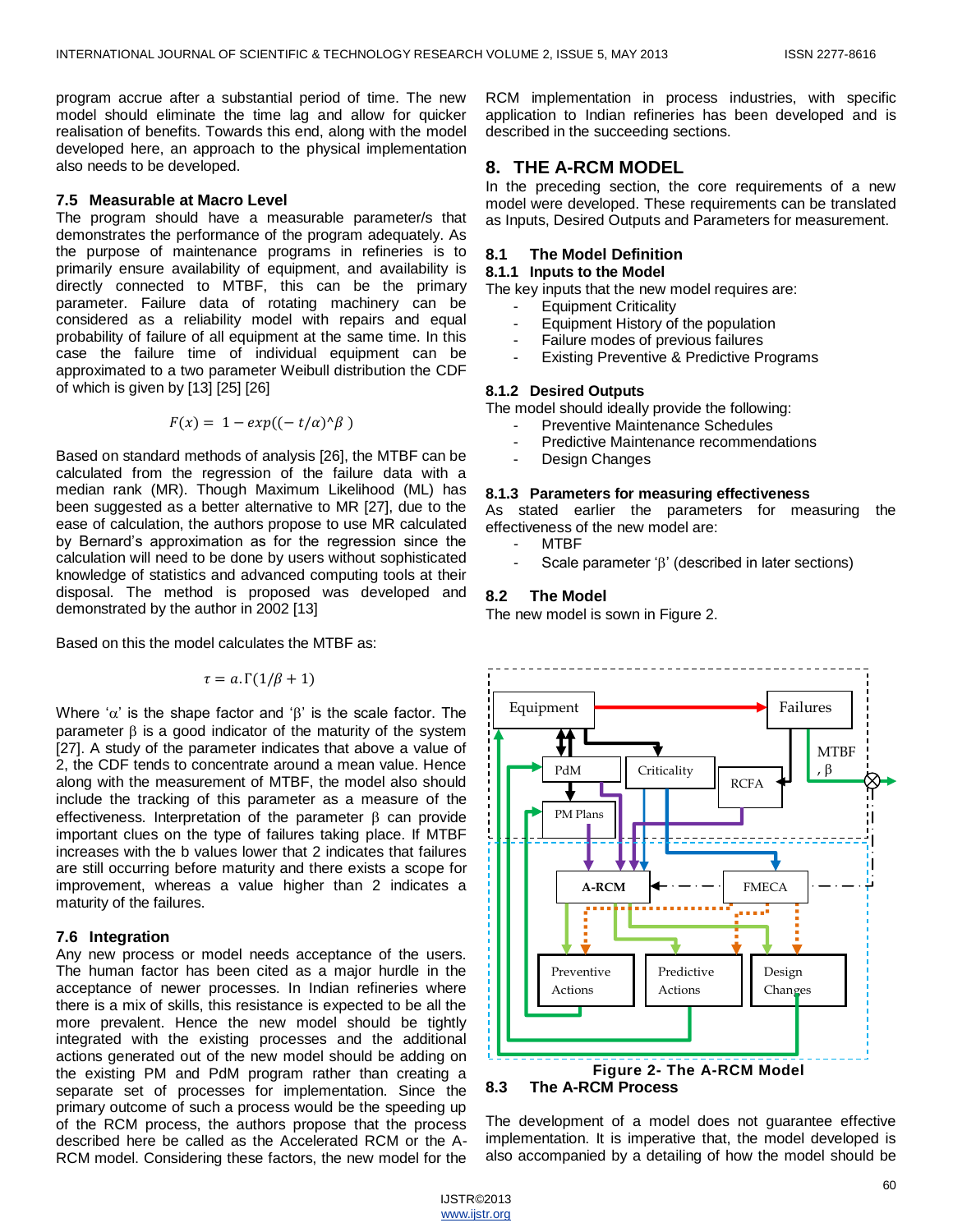program accrue after a substantial period of time. The new model should eliminate the time lag and allow for quicker realisation of benefits. Towards this end, along with the model developed here, an approach to the physical implementation also needs to be developed.

### 7.5 Measurable at Macro Level

The program should have a measurable parameter/s that demonstrates the performance of the program adequately. As the purpose of maintenance programs in refineries is to primarily ensure availability of equipment, and availability is directly connected to MTBF, this can be the primary parameter. Failure data of rotating machinery can be considered as a reliability model with repairs and equal probability of failure of all equipment at the same time. In this case the failure time of individual equipment can be approximated to a two parameter Weibull distribution the CDF of which is given by [13] [25] [26]

$$F(x) = 1 - exp((-t/\alpha)\text{^}\beta)$$

Based on standard methods of analysis [26], the MTBF can be calculated from the regression of the failure data with a median rank (MR). Though Maximum Likelihood (ML) has been suggested as a better alternative to MR [27], due to the ease of calculation, the authors propose to use MR calculated by Bernard's approximation as for the regression since the calculation will need to be done by users without sophisticated knowledge of statistics and advanced computing tools at their disposal. The method is proposed was developed and demonstrated by the author in 2002 [13]

Based on this the model calculates the MTBF as:

$$\tau = a.\Gamma(1/\beta + 1)$$

Where '$\alpha$' is the shape factor and '$\beta$' is the scale factor. The parameter $\beta$ is a good indicator of the maturity of the system [27]. A study of the parameter indicates that above a value of 2, the CDF tends to concentrate around a mean value. Hence along with the measurement of MTBF, the model also should include the tracking of this parameter as a measure of the effectiveness. Interpretation of the parameter $\beta$ can provide important clues on the type of failures taking place. If MTBF increases with the b values lower that 2 indicates that failures are still occurring before maturity and there exists a scope for improvement, whereas a value higher than 2 indicates a maturity of the failures.

### 7.6 Integration

Any new process or model needs acceptance of the users. The human factor has been cited as a major hurdle in the acceptance of newer processes. In Indian refineries where there is a mix of skills, this resistance is expected to be all the more prevalent. Hence the new model should be tightly integrated with the existing processes and the additional actions generated out of the new model should be adding on the existing PM and PdM program rather than creating a separate set of processes for implementation. Since the primary outcome of such a process would be the speeding up of the RCM process, the authors propose that the process described here be called as the Accelerated RCM or the A-RCM model. Considering these factors, the new model for the RCM implementation in process industries, with specific application to Indian refineries has been developed and is described in the succeeding sections.

## 8. THE A-RCM MODEL

In the preceding section, the core requirements of a new model were developed. These requirements can be translated as Inputs, Desired Outputs and Parameters for measurement.

### 8.1 The Model Definition

#### 8.1.1 Inputs to the Model

The key inputs that the new model requires are:

- Equipment Criticality
- Equipment History of the population
- Failure modes of previous failures
- Existing Preventive & Predictive Programs

#### 8.1.2 Desired Outputs

The model should ideally provide the following:

- Preventive Maintenance Schedules
- Predictive Maintenance recommendations
- Design Changes

#### 8.1.3 Parameters for measuring effectiveness

As stated earlier the parameters for measuring the effectiveness of the new model are:

- MTBF
- Scale parameter '$\beta$' (described in later sections)

### 8.2 The Model

The new model is sown in Figure 2.

Figure 2- The A-RCM Model

### 8.3 The A-RCM Process

The development of a model does not guarantee effective implementation. It is imperative that, the model developed is also accompanied by a detailing of how the model should be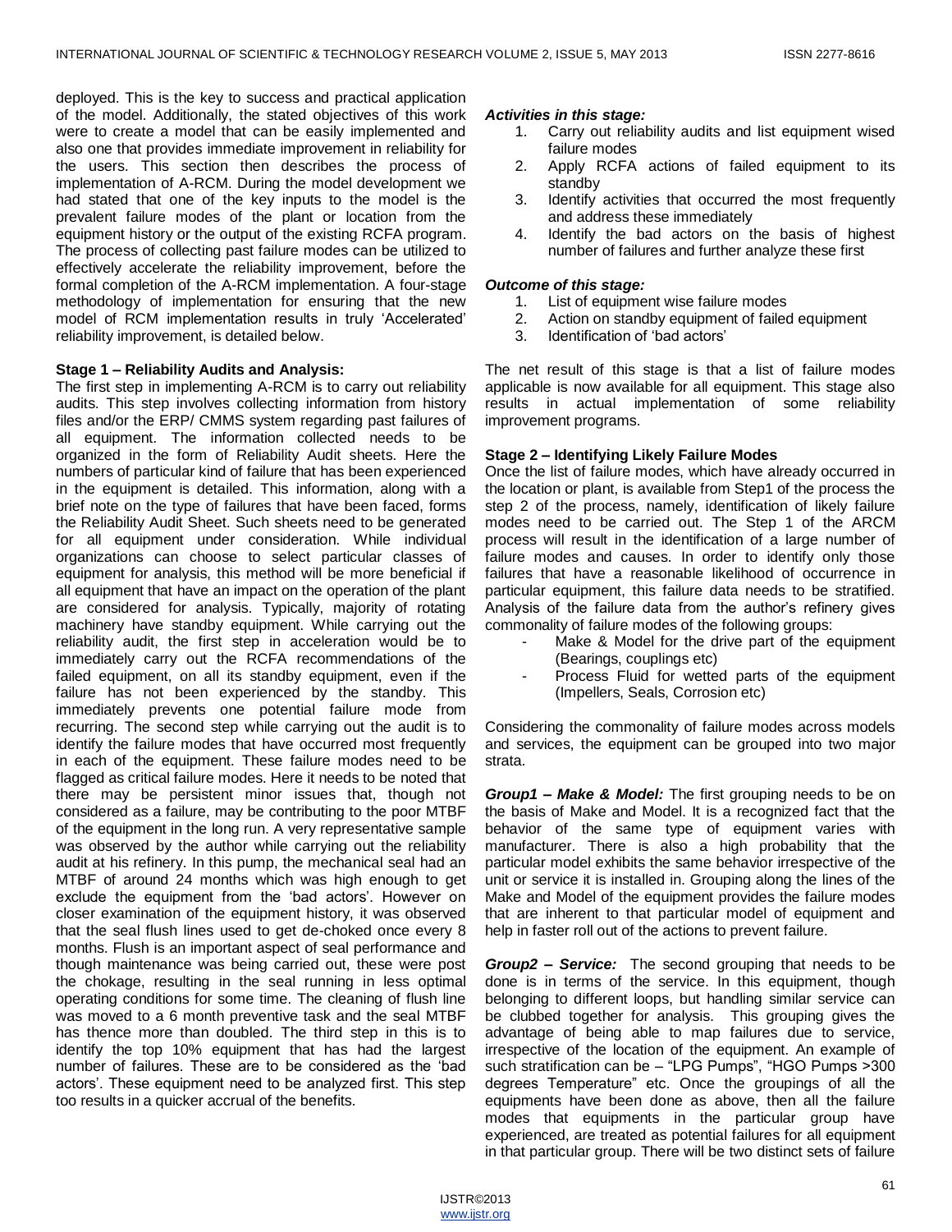deployed. This is the key to success and practical application of the model. Additionally, the stated objectives of this work were to create a model that can be easily implemented and also one that provides immediate improvement in reliability for the users. This section then describes the process of implementation of A-RCM. During the model development we had stated that one of the key inputs to the model is the prevalent failure modes of the plant or location from the equipment history or the output of the existing RCFA program. The process of collecting past failure modes can be utilized to effectively accelerate the reliability improvement, before the formal completion of the A-RCM implementation. A four-stage methodology of implementation for ensuring that the new model of RCM implementation results in truly 'Accelerated' reliability improvement, is detailed below.

**Stage 1 – Reliability Audits and Analysis:**

The first step in implementing A-RCM is to carry out reliability audits. This step involves collecting information from history files and/or the ERP/ CMMS system regarding past failures of all equipment. The information collected needs to be organized in the form of Reliability Audit sheets. Here the numbers of particular kind of failure that has been experienced in the equipment is detailed. This information, along with a brief note on the type of failures that have been faced, forms the Reliability Audit Sheet. Such sheets need to be generated for all equipment under consideration. While individual organizations can choose to select particular classes of equipment for analysis, this method will be more beneficial if all equipment that have an impact on the operation of the plant are considered for analysis. Typically, majority of rotating machinery have standby equipment. While carrying out the reliability audit, the first step in acceleration would be to immediately carry out the RCFA recommendations of the failed equipment, on all its standby equipment, even if the failure has not been experienced by the standby. This immediately prevents one potential failure mode from recurring. The second step while carrying out the audit is to identify the failure modes that have occurred most frequently in each of the equipment. These failure modes need to be flagged as critical failure modes. Here it needs to be noted that there may be persistent minor issues that, though not considered as a failure, may be contributing to the poor MTBF of the equipment in the long run. A very representative sample was observed by the author while carrying out the reliability audit at his refinery. In this pump, the mechanical seal had an MTBF of around 24 months which was high enough to get exclude the equipment from the 'bad actors'. However on closer examination of the equipment history, it was observed that the seal flush lines used to get de-choked once every 8 months. Flush is an important aspect of seal performance and though maintenance was being carried out, these were post the chokage, resulting in the seal running in less optimal operating conditions for some time. The cleaning of flush line was moved to a 6 month preventive task and the seal MTBF has thence more than doubled. The third step in this is to identify the top 10% equipment that has had the largest number of failures. These are to be considered as the 'bad actors'. These equipment need to be analyzed first. This step too results in a quicker accrual of the benefits.

***Activities in this stage:***

1. Carry out reliability audits and list equipment wised failure modes
2. Apply RCFA actions of failed equipment to its standby
3. Identify activities that occurred the most frequently and address these immediately
4. Identify the bad actors on the basis of highest number of failures and further analyze these first

***Outcome of this stage:***

1. List of equipment wise failure modes
2. Action on standby equipment of failed equipment
3. Identification of 'bad actors'

The net result of this stage is that a list of failure modes applicable is now available for all equipment. This stage also results in actual implementation of some reliability improvement programs.

**Stage 2 – Identifying Likely Failure Modes**

Once the list of failure modes, which have already occurred in the location or plant, is available from Step1 of the process the step 2 of the process, namely, identification of likely failure modes need to be carried out. The Step 1 of the ARCM process will result in the identification of a large number of failure modes and causes. In order to identify only those failures that have a reasonable likelihood of occurrence in particular equipment, this failure data needs to be stratified. Analysis of the failure data from the author's refinery gives commonality of failure modes of the following groups:

- Make & Model for the drive part of the equipment (Bearings, couplings etc)
- Process Fluid for wetted parts of the equipment (Impellers, Seals, Corrosion etc)

Considering the commonality of failure modes across models and services, the equipment can be grouped into two major strata.

***Group1 – Make & Model:*** The first grouping needs to be on the basis of Make and Model. It is a recognized fact that the behavior of the same type of equipment varies with manufacturer. There is also a high probability that the particular model exhibits the same behavior irrespective of the unit or service it is installed in. Grouping along the lines of the Make and Model of the equipment provides the failure modes that are inherent to that particular model of equipment and help in faster roll out of the actions to prevent failure.

***Group2 – Service:*** The second grouping that needs to be done is in terms of the service. In this equipment, though belonging to different loops, but handling similar service can be clubbed together for analysis. This grouping gives the advantage of being able to map failures due to service, irrespective of the location of the equipment. An example of such stratification can be – "LPG Pumps", "HGO Pumps >300 degrees Temperature" etc. Once the groupings of all the equipments have been done as above, then all the failure modes that equipments in the particular group have experienced, are treated as potential failures for all equipment in that particular group. There will be two distinct sets of failure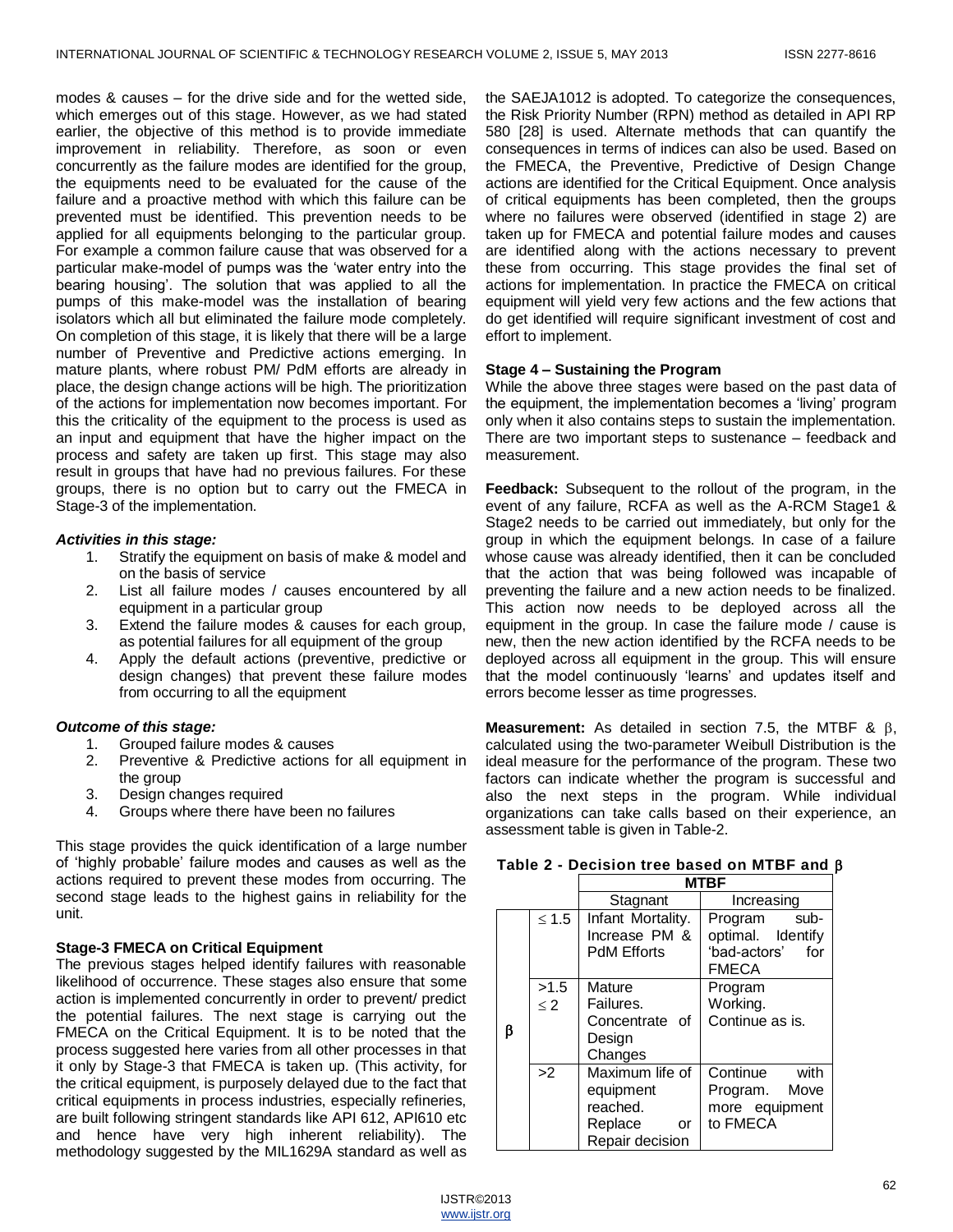modes & causes – for the drive side and for the wetted side, which emerges out of this stage. However, as we had stated earlier, the objective of this method is to provide immediate improvement in reliability. Therefore, as soon or even concurrently as the failure modes are identified for the group, the equipments need to be evaluated for the cause of the failure and a proactive method with which this failure can be prevented must be identified. This prevention needs to be applied for all equipments belonging to the particular group. For example a common failure cause that was observed for a particular make-model of pumps was the 'water entry into the bearing housing'. The solution that was applied to all the pumps of this make-model was the installation of bearing isolators which all but eliminated the failure mode completely. On completion of this stage, it is likely that there will be a large number of Preventive and Predictive actions emerging. In mature plants, where robust PM/ PdM efforts are already in place, the design change actions will be high. The prioritization of the actions for implementation now becomes important. For this the criticality of the equipment to the process is used as an input and equipment that have the higher impact on the process and safety are taken up first. This stage may also result in groups that have had no previous failures. For these groups, there is no option but to carry out the FMECA in Stage-3 of the implementation.

***Activities in this stage:***

1. Stratify the equipment on basis of make & model and on the basis of service
2. List all failure modes / causes encountered by all equipment in a particular group
3. Extend the failure modes & causes for each group, as potential failures for all equipment of the group
4. Apply the default actions (preventive, predictive or design changes) that prevent these failure modes from occurring to all the equipment

***Outcome of this stage:***

1. Grouped failure modes & causes
2. Preventive & Predictive actions for all equipment in the group
3. Design changes required
4. Groups where there have been no failures

This stage provides the quick identification of a large number of 'highly probable' failure modes and causes as well as the actions required to prevent these modes from occurring. The second stage leads to the highest gains in reliability for the unit.

**Stage-3 FMECA on Critical Equipment**

The previous stages helped identify failures with reasonable likelihood of occurrence. These stages also ensure that some action is implemented concurrently in order to prevent/ predict the potential failures. The next stage is carrying out the FMECA on the Critical Equipment. It is to be noted that the process suggested here varies from all other processes in that it only by Stage-3 that FMECA is taken up. (This activity, for the critical equipment, is purposely delayed due to the fact that critical equipments in process industries, especially refineries, are built following stringent standards like API 612, API610 etc and hence have very high inherent reliability). The methodology suggested by the MIL1629A standard as well as the SAEJA1012 is adopted. To categorize the consequences, the Risk Priority Number (RPN) method as detailed in API RP 580 [28] is used. Alternate methods that can quantify the consequences in terms of indices can also be used. Based on the FMECA, the Preventive, Predictive of Design Change actions are identified for the Critical Equipment. Once analysis of critical equipments has been completed, then the groups where no failures were observed (identified in stage 2) are taken up for FMECA and potential failure modes and causes are identified along with the actions necessary to prevent these from occurring. This stage provides the final set of actions for implementation. In practice the FMECA on critical equipment will yield very few actions and the few actions that do get identified will require significant investment of cost and effort to implement.

**Stage 4 – Sustaining the Program**

While the above three stages were based on the past data of the equipment, the implementation becomes a 'living' program only when it also contains steps to sustain the implementation. There are two important steps to sustenance – feedback and measurement.

**Feedback:** Subsequent to the rollout of the program, in the event of any failure, RCFA as well as the A-RCM Stage1 & Stage2 needs to be carried out immediately, but only for the group in which the equipment belongs. In case of a failure whose cause was already identified, then it can be concluded that the action that was being followed was incapable of preventing the failure and a new action needs to be finalized. This action now needs to be deployed across all the equipment in the group. In case the failure mode / cause is new, then the new action identified by the RCFA needs to be deployed across all equipment in the group. This will ensure that the model continuously 'learns' and updates itself and errors become lesser as time progresses.

**Measurement:** As detailed in section 7.5, the MTBF & $\beta$, calculated using the two-parameter Weibull Distribution is the ideal measure for the performance of the program. These two factors can indicate whether the program is successful and also the next steps in the program. While individual organizations can take calls based on their experience, an assessment table is given in Table-2.

**Table 2 - Decision tree based on MTBF and $\beta$**

| | | MTBF | |
|---|---|---|---|
| | | Stagnant | Increasing |
| $\beta$ | $\leq 1.5$ | Infant Mortality. Increase PM & PdM Efforts | Program sub-optimal. Identify 'bad-actors' for FMECA |
| | $>1.5$ $\leq 2$ | Mature Failures. Concentrate of Design Changes | Program Working. Continue as is. |
| | $>2$ | Maximum life of equipment reached. Replace or Repair decision | Continue with Program. Move more equipment to FMECA |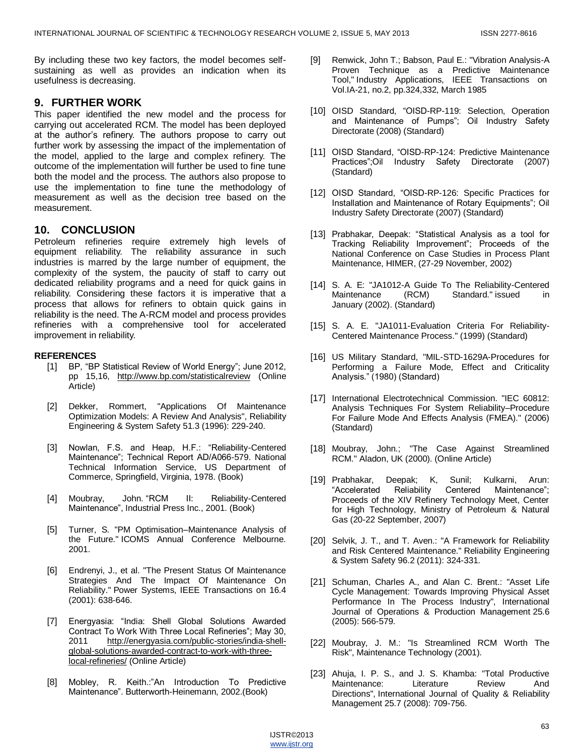By including these two key factors, the model becomes self-sustaining as well as provides an indication when its usefulness is decreasing.

## 9. FURTHER WORK

This paper identified the new model and the process for carrying out accelerated RCM. The model has been deployed at the author's refinery. The authors propose to carry out further work by assessing the impact of the implementation of the model, applied to the large and complex refinery. The outcome of the implementation will further be used to fine tune both the model and the process. The authors also propose to use the implementation to fine tune the methodology of measurement as well as the decision tree based on the measurement.

## 10. CONCLUSION

Petroleum refineries require extremely high levels of equipment reliability. The reliability assurance in such industries is marred by the large number of equipment, the complexity of the system, the paucity of staff to carry out dedicated reliability programs and a need for quick gains in reliability. Considering these factors it is imperative that a process that allows for refiners to obtain quick gains in reliability is the need. The A-RCM model and process provides refineries with a comprehensive tool for accelerated improvement in reliability.

## REFERENCES

[1] BP, "BP Statistical Review of World Energy"; June 2012, pp 15,16, http://www.bp.com/statisticalreview (Online Article)

[2] Dekker, Rommert, "Applications Of Maintenance Optimization Models: A Review And Analysis", Reliability Engineering & System Safety 51.3 (1996): 229-240.

[3] Nowlan, F.S. and Heap, H.F.: "Reliability-Centered Maintenance"; Technical Report AD/A066-579. National Technical Information Service, US Department of Commerce, Springfield, Virginia, 1978. (Book)

[4] Moubray, John. "RCM II: Reliability-Centered Maintenance", Industrial Press Inc., 2001. (Book)

[5] Turner, S. "PM Optimisation–Maintenance Analysis of the Future." ICOMS Annual Conference Melbourne. 2001.

[6] Endrenyi, J., et al. "The Present Status Of Maintenance Strategies And The Impact Of Maintenance On Reliability." Power Systems, IEEE Transactions on 16.4 (2001): 638-646.

[7] Energyasia: "India: Shell Global Solutions Awarded Contract To Work With Three Local Refineries"; May 30, 2011 http://energyasia.com/public-stories/india-shell-global-solutions-awarded-contract-to-work-with-three-local-refineries/ (Online Article)

[8] Mobley, R. Keith.:"An Introduction To Predictive Maintenance". Butterworth-Heinemann, 2002.(Book)

[9] Renwick, John T.; Babson, Paul E.: "Vibration Analysis-A Proven Technique as a Predictive Maintenance Tool," Industry Applications, IEEE Transactions on Vol.IA-21, no.2, pp.324,332, March 1985

[10] OISD Standard, "OISD-RP-119: Selection, Operation and Maintenance of Pumps"; Oil Industry Safety Directorate (2008) (Standard)

[11] OISD Standard, "OISD-RP-124: Predictive Maintenance Practices";Oil Industry Safety Directorate (2007) (Standard)

[12] OISD Standard, "OISD-RP-126: Specific Practices for Installation and Maintenance of Rotary Equipments"; Oil Industry Safety Directorate (2007) (Standard)

[13] Prabhakar, Deepak: "Statistical Analysis as a tool for Tracking Reliability Improvement"; Proceeds of the National Conference on Case Studies in Process Plant Maintenance, HIMER, (27-29 November, 2002)

[14] S. A. E: "JA1012-A Guide To The Reliability-Centered Maintenance (RCM) Standard." issued in January (2002). (Standard)

[15] S. A. E. "JA1011-Evaluation Criteria For Reliability-Centered Maintenance Process." (1999) (Standard)

[16] US Military Standard, "MIL-STD-1629A-Procedures for Performing a Failure Mode, Effect and Criticality Analysis." (1980) (Standard)

[17] International Electrotechnical Commission. "IEC 60812: Analysis Techniques For System Reliability–Procedure For Failure Mode And Effects Analysis (FMEA)." (2006) (Standard)

[18] Moubray, John.; "The Case Against Streamlined RCM." Aladon, UK (2000). (Online Article)

[19] Prabhakar, Deepak; K, Sunil; Kulkarni, Arun: "Accelerated Reliability Centered Maintenance"; Proceeds of the XIV Refinery Technology Meet, Center for High Technology, Ministry of Petroleum & Natural Gas (20-22 September, 2007)

[20] Selvik, J. T., and T. Aven.: "A Framework for Reliability and Risk Centered Maintenance." Reliability Engineering & System Safety 96.2 (2011): 324-331.

[21] Schuman, Charles A., and Alan C. Brent.: "Asset Life Cycle Management: Towards Improving Physical Asset Performance In The Process Industry", International Journal of Operations & Production Management 25.6 (2005): 566-579.

[22] Moubray, J. M.: "Is Streamlined RCM Worth The Risk", Maintenance Technology (2001).

[23] Ahuja, I. P. S., and J. S. Khamba: "Total Productive Maintenance: Literature Review And Directions", International Journal of Quality & Reliability Management 25.7 (2008): 709-756.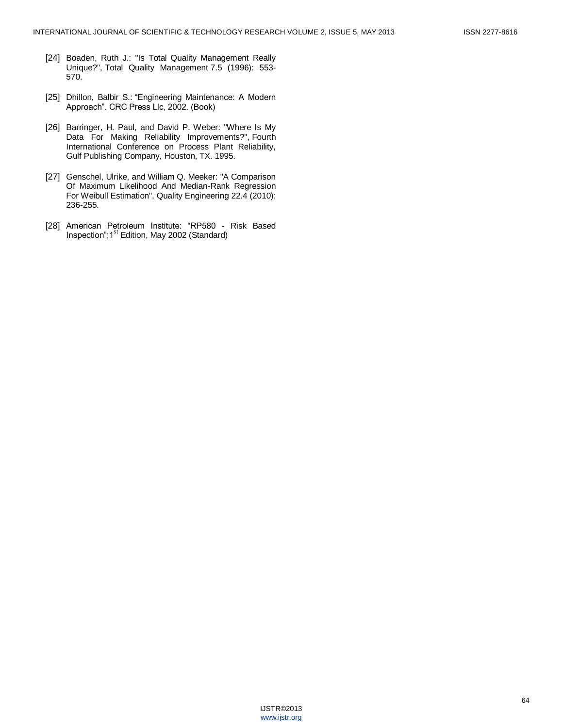[24] Boaden, Ruth J.: "Is Total Quality Management Really Unique?", Total Quality Management 7.5 (1996): 553-570.

[25] Dhillon, Balbir S.: “Engineering Maintenance: A Modern Approach”. CRC Press Llc, 2002. (Book)

[26] Barringer, H. Paul, and David P. Weber: "Where Is My Data For Making Reliability Improvements?", Fourth International Conference on Process Plant Reliability, Gulf Publishing Company, Houston, TX. 1995.

[27] Genschel, Ulrike, and William Q. Meeker: "A Comparison Of Maximum Likelihood And Median-Rank Regression For Weibull Estimation", Quality Engineering 22.4 (2010): 236-255.

[28] American Petroleum Institute: “RP580 - Risk Based Inspection”;1st Edition, May 2002 (Standard)